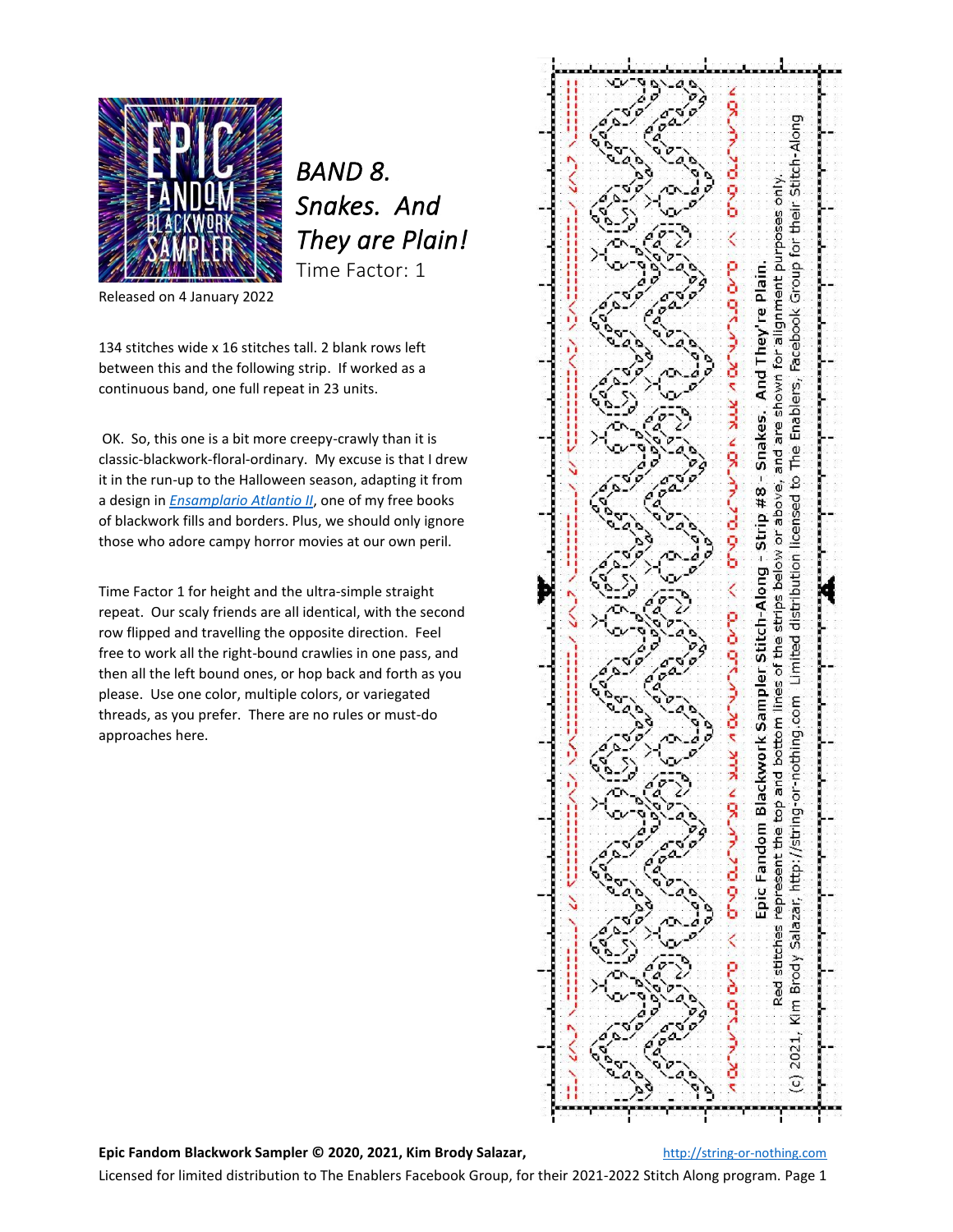# BAND 8. Snakes. And They are Plain!

Time Factor: 1

Released on 4 January 2022

134 stitches wide x 16 stitches tall. 2 blank rows left between this and the following strip. If worked as a continuous band, one full repeat in 23 units.

OK. So, this one is a bit more creepy-crawly than it is classic-blackwork-floral-ordinary. My excuse is that I drew it in the run-up to the Halloween season, adapting it from a design in *[Ensamplario Atlantio II](#)*, one of my free books of blackwork fills and borders. Plus, we should only ignore those who adore campy horror movies at our own peril.

Time Factor 1 for height and the ultra-simple straight repeat. Our scaly friends are all identical, with the second row flipped and travelling the opposite direction. Feel free to work all the right-bound crawlies in one pass, and then all the left bound ones, or hop back and forth as you please. Use one color, multiple colors, or variegated threads, as you prefer. There are no rules or must-do approaches here.

**Epic Fandom Blackwork Sampler Stitch-Along - Strip #8 - Snakes. And They're Plain.**

Red stitches represent the top and bottom lines of the strips below or above, and are shown for alignment purposes only.

(c) 2021, Kim Brody Salazar, http://string-or-nothing.com Limited distribution licensed to The Enablers, Facebook Group for their Stitch-Along

**Epic Fandom Blackwork Sampler © 2020, 2021, Kim Brody Salazar,** http://string-or-nothing.com

Licensed for limited distribution to The Enablers Facebook Group, for their 2021-2022 Stitch Along program.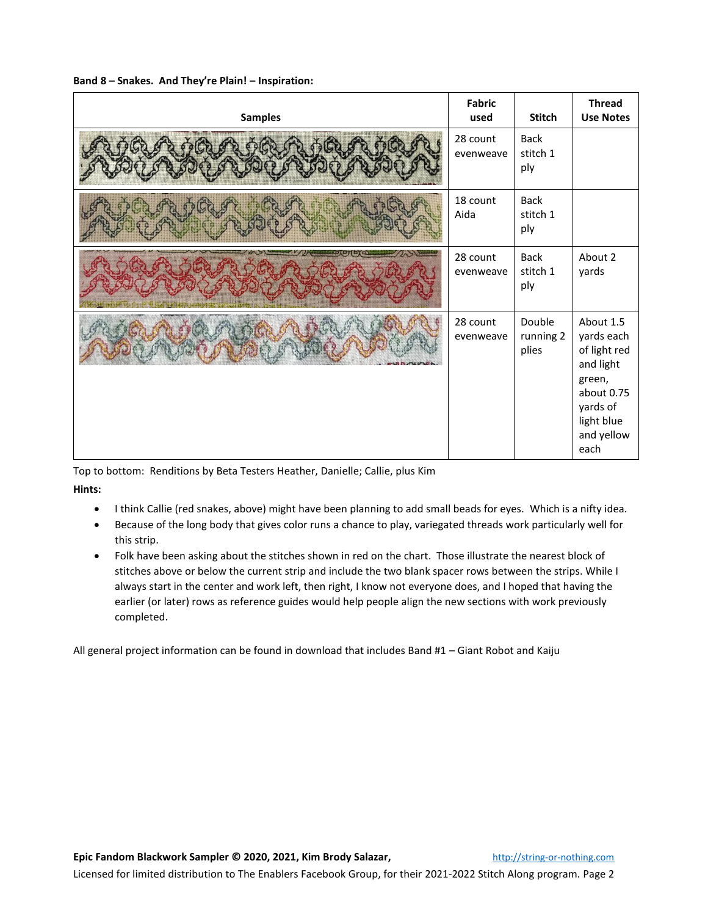**Band 8 – Snakes. And They're Plain! – Inspiration:**

| Samples | Fabric used | Stitch | Thread Use Notes |
|---|---|---|---|
| | 28 count evenweave | Back stitch 1 ply | |
| | 18 count Aida | Back stitch 1 ply | |
| | 28 count evenweave | Back stitch 1 ply | About 2 yards |
| | 28 count evenweave | Double running 2 plies | About 1.5 yards each of light red and light green, about 0.75 yards of light blue and yellow each |

Top to bottom: Renditions by Beta Testers Heather, Danielle; Callie, plus Kim

**Hints:**

- I think Callie (red snakes, above) might have been planning to add small beads for eyes. Which is a nifty idea.
- Because of the long body that gives color runs a chance to play, variegated threads work particularly well for this strip.
- Folk have been asking about the stitches shown in red on the chart. Those illustrate the nearest block of stitches above or below the current strip and include the two blank spacer rows between the strips. While I always start in the center and work left, then right, I know not everyone does, and I hoped that having the earlier (or later) rows as reference guides would help people align the new sections with work previously completed.

All general project information can be found in download that includes Band #1 – Giant Robot and Kaiju

**Epic Fandom Blackwork Sampler © 2020, 2021, Kim Brody Salazar,** http://string-or-nothing.com

Licensed for limited distribution to The Enablers Facebook Group, for their 2021-2022 Stitch Along program.